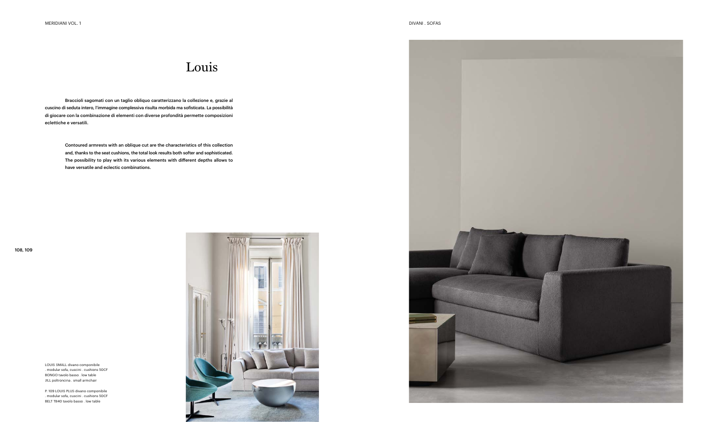# Louis

Braccioli sagomati con un taglio obliquo caratterizzano la collezione e, grazie al cuscino di seduta intero, l'immagine complessiva risulta morbida ma sofisticata. La possibilità di giocare con la combinazione di elementi con diverse profondità permette composizioni eclettiche e versatili.

Contoured armrests with an oblique cut are the characteristics of this collection and, thanks to the seat cushions, the total look results both softer and sophisticated. The possibility to play with its various elements with different depths allows to have versatile and eclectic combinations.

108, 109

LOUIS SMALL divano componibile
. modular sofa, cuscini . cushions 50CF
BONGO tavolo basso . low table
JILL poltroncina . small armchair

P. 109 LOUIS PLUS divano componibile
. modular sofa, cuscini . cushions 50CF
BELT TB40 tavolo basso . low table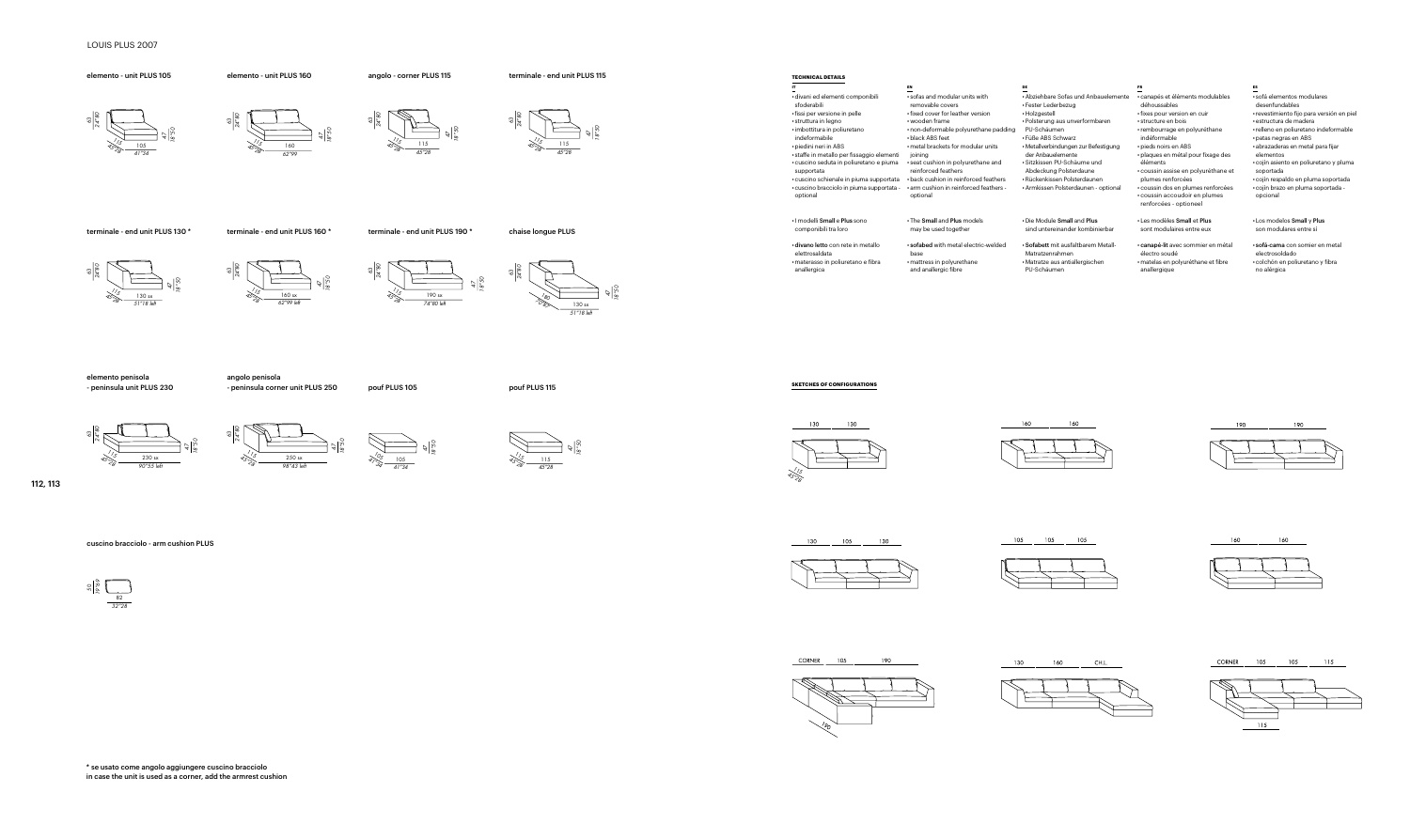LOUIS PLUS 2007

elemento - unit PLUS 105

63 / 24"80 — 47 / 18"50 — 115 / 45"28 — 105 / 41"34

elemento - unit PLUS 160

63 / 24"80 — 47 / 18"50 — 115 / 45"28 — 160 / 62"99

angolo - corner PLUS 115

63 / 24"80 — 47 / 18"50 — 115 / 45"28 — 115 / 45"28

terminale - end unit PLUS 115

63 / 24"80 — 47 / 18"50 — 115 / 45"28 — 115 / 45"28

terminale - end unit PLUS 130 *

63 / 24"80 — 47 / 18"50 — 115 / 45"28 — 130 sx / 51"18 left

terminale - end unit PLUS 160 *

63 / 24"80 — 47 / 18"50 — 115 / 45"28 — 160 sx / 62"99 left

terminale - end unit PLUS 190 *

63 / 24"80 — 47 / 18"50 — 115 / 45"28 — 190 sx / 74"80 left

chaise longue PLUS

63 / 24"80 — 47 / 18"50 — 180 / 70"87 — 130 sx / 51"18 left

elemento penisola
- peninsula unit PLUS 230

63 / 24"80 — 47 / 18"50 — 115 / 45"28 — 230 sx / 90"55 left

angolo penisola
- peninsula corner unit PLUS 250

63 / 24"80 — 47 / 18"50 — 115 / 45"28 — 250 sx / 98"43 left

pouf PLUS 105

47 / 18"50 — 105 / 41"34 — 105 / 41"34

pouf PLUS 115

47 / 18"50 — 115 / 45"28 — 115 / 45"28

cuscino bracciolo - arm cushion PLUS

50 / 19"69 — 82 / 32"28

\* se usato come angolo aggiungere cuscino bracciolo
in case the unit is used as a corner, add the armrest cushion

**TECHNICAL DETAILS**

**IT**
- divani ed elementi componibili sfoderabili
- fissi per versione in pelle
- struttura in legno
- imbottitura in poliuretano indeformabile
- piedini neri in ABS
- staffe in metallo per fissaggio elementi
- cuscino seduta in poliuretano e piuma supportata
- cuscino schienale in piuma supportata
- cuscino bracciolo in piuma supportata - optional

- I modelli **Small** e **Plus** sono componibili tra loro

- **divano letto** con rete in metallo elettrosaldata
- materasso in poliuretano e fibra anallergica

**EN**
- sofas and modular units with removable covers
- fixed cover for leather version
- wooden frame
- non-deformable polyurethane padding
- black ABS feet
- metal brackets for modular units joining
- seat cushion in polyurethane and reinforced feathers
- back cushion in reinforced feathers
- arm cushion in reinforced feathers - optional

- The **Small** and **Plus** models may be used together

- **sofabed** with metal electric-welded base
- mattress in polyurethane and anallergic fibre

**DE**
- Abziehbare Sofas und Anbauelemente
- Fester Lederbezug
- Holzgestell
- Polsterung aus unverformbaren PU-Schäumen
- Füße ABS Schwarz
- Metallverbindungen zur Befestigung der Anbauelemente
- Sitzkissen PU-Schäume und Abdeckung Polsterdaune
- Rückenkissen Polsterdaunen
- Armkissen Polsterdaunen - optional

- Die Module **Small** and **Plus** sind untereinander kombinierbar

- **Sofabett** mit ausfaltbarem Metall-Matratzenrahmen
- Matratze aus antiallergischen PU-Schäumen

**FR**
- canapés et éléments modulables déhoussables
- fixes pour version en cuir
- structure en bois
- rembourrage en polyuréthane indéformable
- pieds noirs en ABS
- plaques en métal pour fixage des éléments
- coussin assise en polyuréthane et plumes renforcées
- coussin dos en plumes renforcées
- coussin accoudoir en plumes renforcées - optioneel

- Les modèles **Small** et **Plus** sont modulables entre eux

- **canapé-lit** avec sommier en métal électro soudé
- matelas en polyuréthane et fibre anallergique

**ES**
- sofá elementos modulares desenfundables
- revestimiento fijo para versión en piel
- estructura de madera
- relleno en poliuretano indeformable
- patas negras en ABS
- abrazaderas en metal para fijar elementos
- cojín asiento en poliuretano y pluma soportada
- cojín respaldo en pluma soportada
- cojín brazo en pluma soportada - opcional

- Los modelos **Small** y **Plus** son modulares entre sí

- **sofá-cama** con somier en metal electrosoldado
- colchón en poliuretano y fibra no alérgica

**SKETCHES OF CONFIGURATIONS**

130 130 — 115 / 45"28

160 160

190 190

130 105 130

105 105 105

160 160

CORNER 105 190 — 190

130 160 CH.L.

CORNER 105 105 115 — 115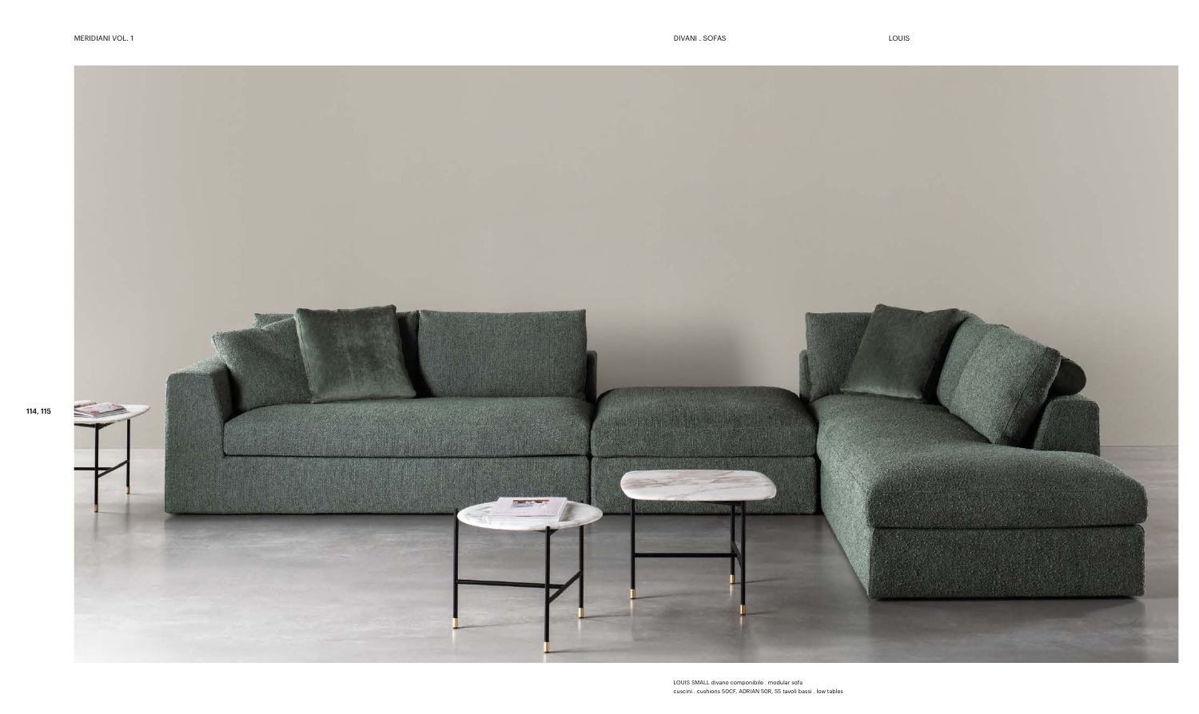LOUIS SMALL divano componibile . modular sofa
cuscini . cushions 50CF, ADRIAN 50R, 55 tavoli bassi . low tables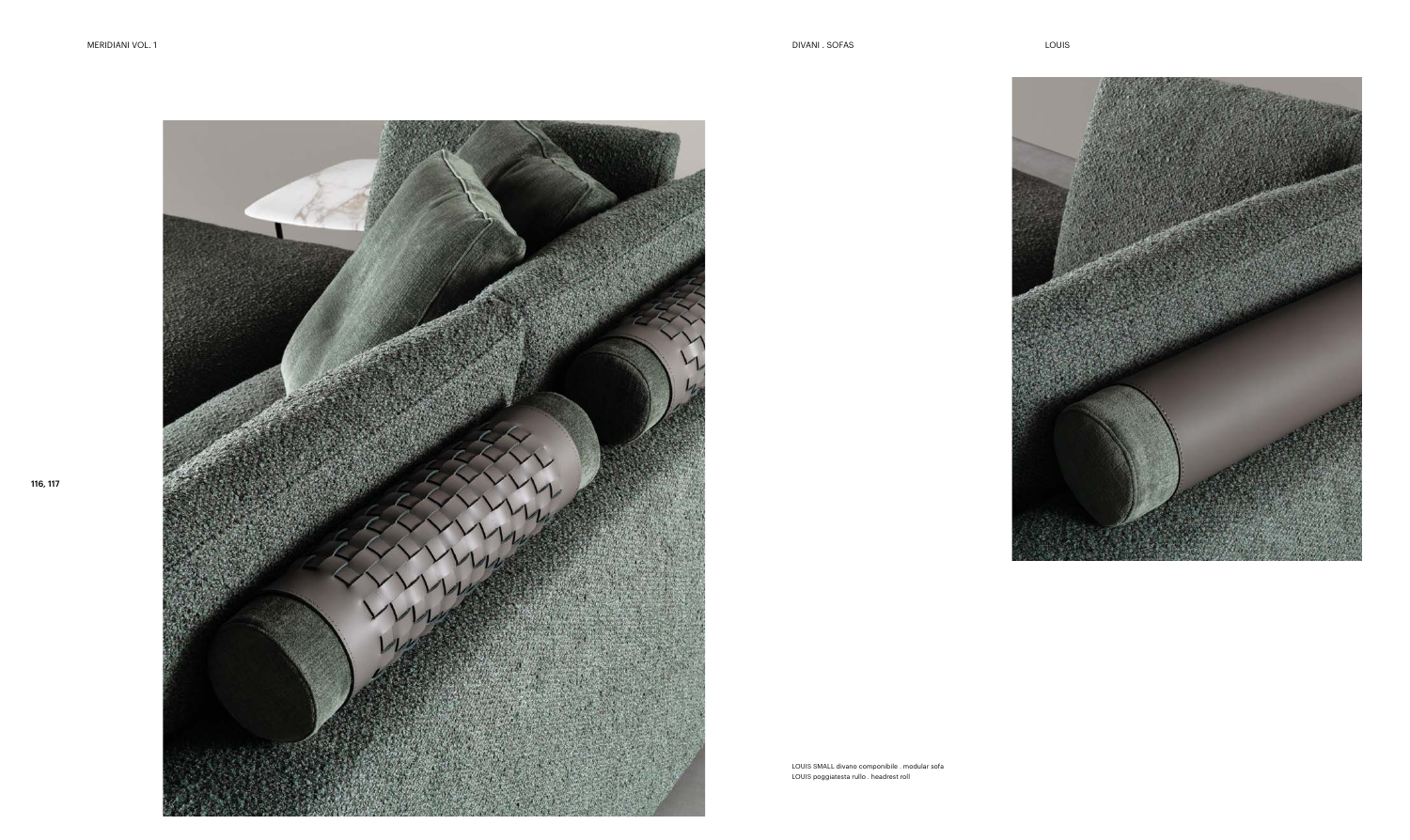LOUIS SMALL divano componibile . modular sofa
LOUIS poggiatesta rullo . headrest roll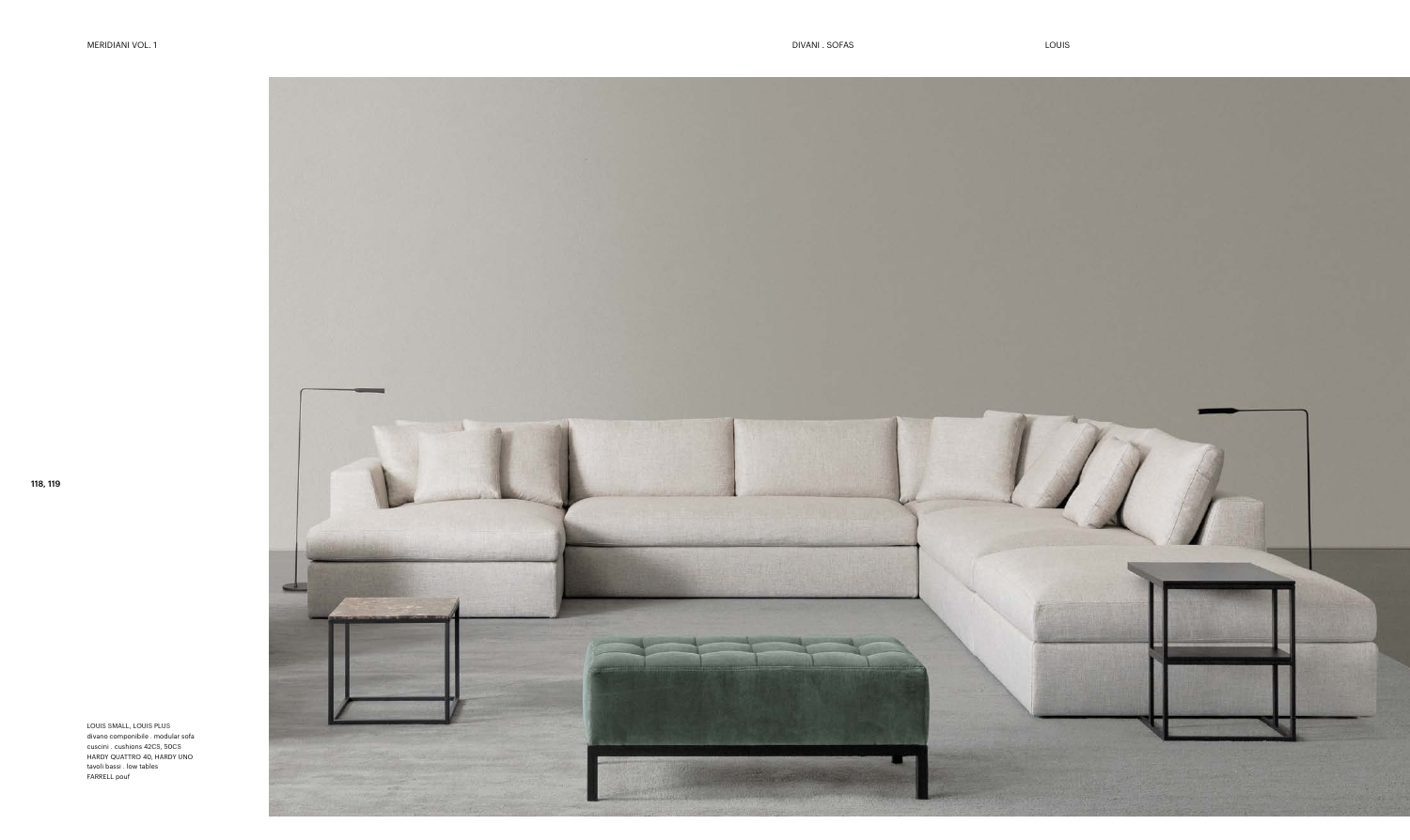LOUIS SMALL, LOUIS PLUS
divano componibile . modular sofa
cuscini . cushions 42CS, 50CS
HARDY QUATTRO 40, HARDY UNO
tavoli bassi . low tables
FARRELL pouf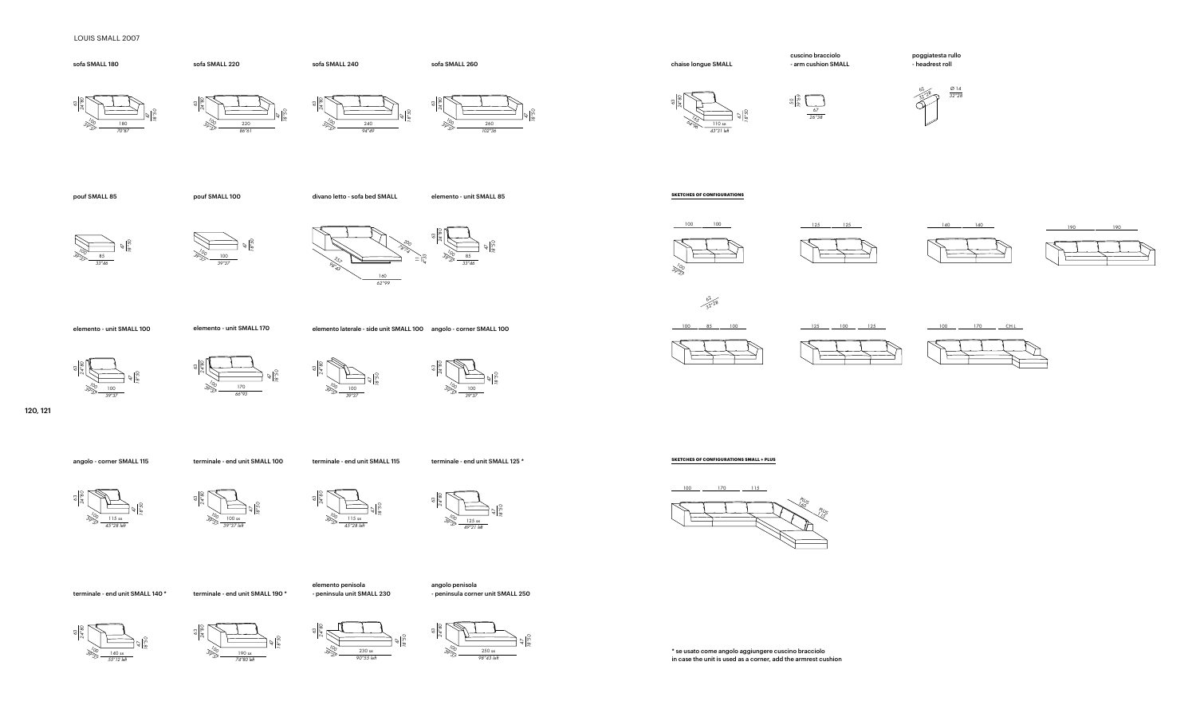LOUIS SMALL 2007

sofa SMALL 180

63
24"80
47
18"50
100
39"37
180
70"87

sofa SMALL 220

63
24"80
47
18"50
100
39"37
220
86"61

sofa SMALL 240

63
24"80
47
18"50
100
39"37
240
94"49

sofa SMALL 260

63
24"80
47
18"50
100
39"37
260
102"36

chaise longue SMALL

63
24"80
47
18"50
165
64"96
110 sx
43"21 left

cuscino bracciolo
- arm cushion SMALL

50
19"69
67
26"38

poggiatesta rullo
- headrest roll

82
32"28
Ø 14
32"28

pouf SMALL 85

47
18"50
100
39"37
85
33"46

pouf SMALL 100

47
18"50
100
39"37
100
39"37

divano letto - sofa bed SMALL

200
78"74
237
93"31
11
4"33
160
62"99

elemento - unit SMALL 85

63
24"80
47
18"50
100
39"37
85
33"46

**SKETCHES OF CONFIGURATIONS**

100 100
100
39"37

125 125

140 140

190 190

82
32"28

100 85 100

125 100 125

100 170 CH L

elemento - unit SMALL 100

63
24"80
47
18"50
100
39"37
100
39"37

elemento - unit SMALL 170

63
24"80
47
18"50
100
39"37
170
66"93

elemento laterale - side unit SMALL 100

63
24"80
47
18"50
100
39"37
100
39"37

angolo - corner SMALL 100

63
24"80
47
18"50
100
39"37
100
39"37

120, 121

angolo - corner SMALL 115

63
24"80
47
18"50
100
39"37
115 sx
45"28 left

terminale - end unit SMALL 100

63
24"80
47
18"50
100
39"37
100 sx
39"37 left

terminale - end unit SMALL 115

63
24"80
47
18"50
100
39"37
115 sx
45"28 left

terminale - end unit SMALL 125 *

63
24"80
47
18"50
100
39"37
125 sx
49"21 left

**SKETCHES OF CONFIGURATIONS SMALL + PLUS**

100 170 115
PLUS 160
PLUS 115

terminale - end unit SMALL 140 *

63
24"80
47
18"50
100
39"37
140 sx
55"12 left

terminale - end unit SMALL 190 *

63
24"80
47
18"50
100
39"37
190 sx
74"80 left

elemento penisola
- peninsula unit SMALL 230

63
24"80
47
18"50
100
39"37
230 sx
90"55 left

angolo penisola
- peninsula corner unit SMALL 250

63
24"80
47
18"50
100
39"37
250 sx
98"43 left

* se usato come angolo aggiungere cuscino bracciolo
in case the unit is used as a corner, add the armrest cushion